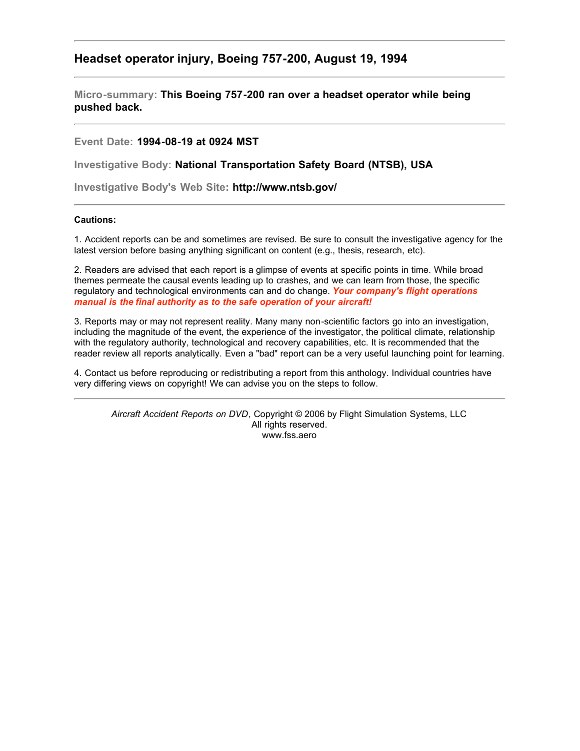## Headset operator injury, Boeing 757-200, August 19, 1994

---

**Micro-summary:** **This Boeing 757-200 ran over a headset operator while being pushed back.**

---

**Event Date:** **1994-08-19 at 0924 MST**

**Investigative Body:** **National Transportation Safety Board (NTSB), USA**

**Investigative Body's Web Site:** **http://www.ntsb.gov/**

---

**Cautions:**

1. Accident reports can be and sometimes are revised. Be sure to consult the investigative agency for the latest version before basing anything significant on content (e.g., thesis, research, etc).

2. Readers are advised that each report is a glimpse of events at specific points in time. While broad themes permeate the causal events leading up to crashes, and we can learn from those, the specific regulatory and technological environments can and do change. ***Your company's flight operations manual is the final authority as to the safe operation of your aircraft!***

3. Reports may or may not represent reality. Many many non-scientific factors go into an investigation, including the magnitude of the event, the experience of the investigator, the political climate, relationship with the regulatory authority, technological and recovery capabilities, etc. It is recommended that the reader review all reports analytically. Even a "bad" report can be a very useful launching point for learning.

4. Contact us before reproducing or redistributing a report from this anthology. Individual countries have very differing views on copyright! We can advise you on the steps to follow.

---

*Aircraft Accident Reports on DVD*, Copyright © 2006 by Flight Simulation Systems, LLC
All rights reserved.
www.fss.aero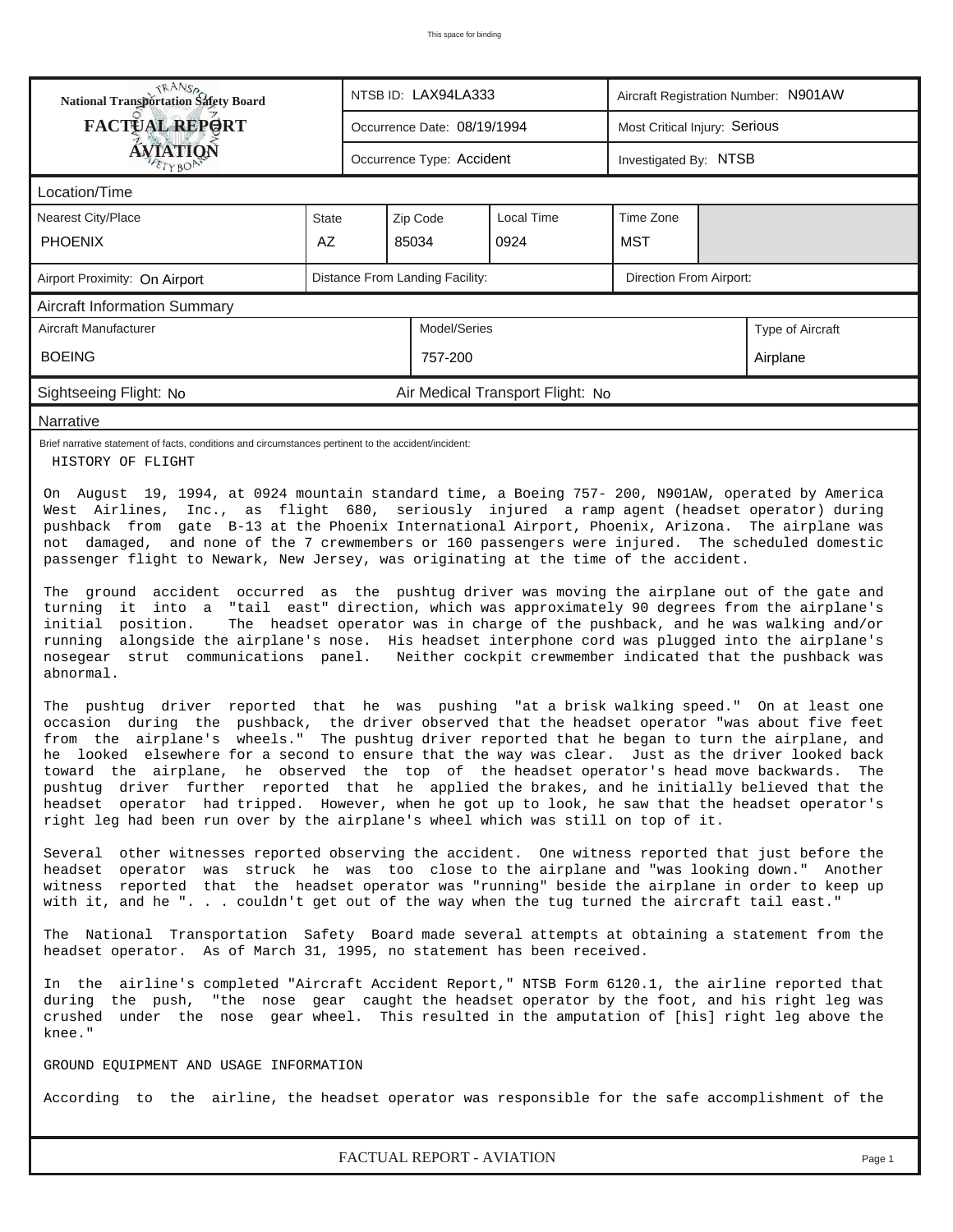This space for binding

| National Transportation Safety Board FACTUAL REPORT AVIATION | NTSB ID: LAX94LA333 | Aircraft Registration Number: N901AW |
|---|---|---|
| | Occurrence Date: 08/19/1994 | Most Critical Injury: Serious |
| | Occurrence Type: Accident | Investigated By: NTSB |

**Location/Time**

| Nearest City/Place | State | Zip Code | Local Time | Time Zone |
|---|---|---|---|---|
| PHOENIX | AZ | 85034 | 0924 | MST |

| Airport Proximity: On Airport | Distance From Landing Facility: | Direction From Airport: |
|---|---|---|

**Aircraft Information Summary**

| Aircraft Manufacturer | Model/Series | Type of Aircraft |
|---|---|---|
| BOEING | 757-200 | Airplane |

Sightseeing Flight: No | Air Medical Transport Flight: No

**Narrative**

Brief narrative statement of facts, conditions and circumstances pertinent to the accident/incident:

HISTORY OF FLIGHT

On August 19, 1994, at 0924 mountain standard time, a Boeing 757- 200, N901AW, operated by America West Airlines, Inc., as flight 680, seriously injured a ramp agent (headset operator) during pushback from gate B-13 at the Phoenix International Airport, Phoenix, Arizona. The airplane was not damaged, and none of the 7 crewmembers or 160 passengers were injured. The scheduled domestic passenger flight to Newark, New Jersey, was originating at the time of the accident.

The ground accident occurred as the pushtug driver was moving the airplane out of the gate and turning it into a "tail east" direction, which was approximately 90 degrees from the airplane's initial position. The headset operator was in charge of the pushback, and he was walking and/or running alongside the airplane's nose. His headset interphone cord was plugged into the airplane's nosegear strut communications panel. Neither cockpit crewmember indicated that the pushback was abnormal.

The pushtug driver reported that he was pushing "at a brisk walking speed." On at least one occasion during the pushback, the driver observed that the headset operator "was about five feet from the airplane's wheels." The pushtug driver reported that he began to turn the airplane, and he looked elsewhere for a second to ensure that the way was clear. Just as the driver looked back toward the airplane, he observed the top of the headset operator's head move backwards. The pushtug driver further reported that he applied the brakes, and he initially believed that the headset operator had tripped. However, when he got up to look, he saw that the headset operator's right leg had been run over by the airplane's wheel which was still on top of it.

Several other witnesses reported observing the accident. One witness reported that just before the headset operator was struck he was too close to the airplane and "was looking down." Another witness reported that the headset operator was "running" beside the airplane in order to keep up with it, and he ". . . couldn't get out of the way when the tug turned the aircraft tail east."

The National Transportation Safety Board made several attempts at obtaining a statement from the headset operator. As of March 31, 1995, no statement has been received.

In the airline's completed "Aircraft Accident Report," NTSB Form 6120.1, the airline reported that during the push, "the nose gear caught the headset operator by the foot, and his right leg was crushed under the nose gear wheel. This resulted in the amputation of [his] right leg above the knee."

GROUND EQUIPMENT AND USAGE INFORMATION

According to the airline, the headset operator was responsible for the safe accomplishment of the

FACTUAL REPORT - AVIATION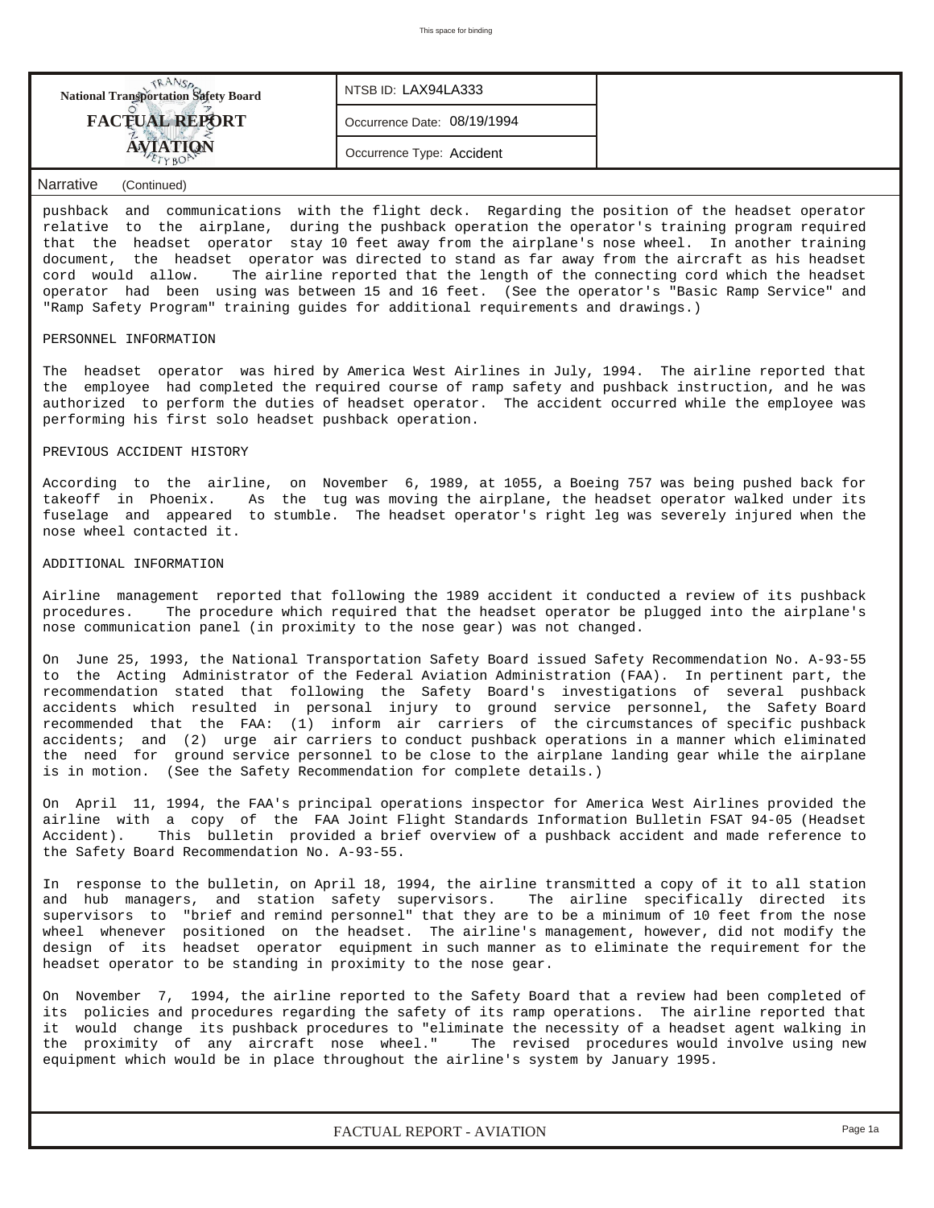| National Transportation Safety Board FACTUAL REPORT AVIATION | NTSB ID: LAX94LA333 | |
|---|---|---|
| | Occurrence Date: 08/19/1994 | |
| | Occurrence Type: Accident | |

Narrative (Continued)

pushback and communications with the flight deck. Regarding the position of the headset operator relative to the airplane, during the pushback operation the operator's training program required that the headset operator stay 10 feet away from the airplane's nose wheel. In another training document, the headset operator was directed to stand as far away from the aircraft as his headset cord would allow. The airline reported that the length of the connecting cord which the headset operator had been using was between 15 and 16 feet. (See the operator's "Basic Ramp Service" and "Ramp Safety Program" training guides for additional requirements and drawings.)

PERSONNEL INFORMATION

The headset operator was hired by America West Airlines in July, 1994. The airline reported that the employee had completed the required course of ramp safety and pushback instruction, and he was authorized to perform the duties of headset operator. The accident occurred while the employee was performing his first solo headset pushback operation.

PREVIOUS ACCIDENT HISTORY

According to the airline, on November 6, 1989, at 1055, a Boeing 757 was being pushed back for takeoff in Phoenix. As the tug was moving the airplane, the headset operator walked under its fuselage and appeared to stumble. The headset operator's right leg was severely injured when the nose wheel contacted it.

ADDITIONAL INFORMATION

Airline management reported that following the 1989 accident it conducted a review of its pushback procedures. The procedure which required that the headset operator be plugged into the airplane's nose communication panel (in proximity to the nose gear) was not changed.

On June 25, 1993, the National Transportation Safety Board issued Safety Recommendation No. A-93-55 to the Acting Administrator of the Federal Aviation Administration (FAA). In pertinent part, the recommendation stated that following the Safety Board's investigations of several pushback accidents which resulted in personal injury to ground service personnel, the Safety Board recommended that the FAA: (1) inform air carriers of the circumstances of specific pushback accidents; and (2) urge air carriers to conduct pushback operations in a manner which eliminated the need for ground service personnel to be close to the airplane landing gear while the airplane is in motion. (See the Safety Recommendation for complete details.)

On April 11, 1994, the FAA's principal operations inspector for America West Airlines provided the airline with a copy of the FAA Joint Flight Standards Information Bulletin FSAT 94-05 (Headset Accident). This bulletin provided a brief overview of a pushback accident and made reference to the Safety Board Recommendation No. A-93-55.

In response to the bulletin, on April 18, 1994, the airline transmitted a copy of it to all station and hub managers, and station safety supervisors. The airline specifically directed its supervisors to "brief and remind personnel" that they are to be a minimum of 10 feet from the nose wheel whenever positioned on the headset. The airline's management, however, did not modify the design of its headset operator equipment in such manner as to eliminate the requirement for the headset operator to be standing in proximity to the nose gear.

On November 7, 1994, the airline reported to the Safety Board that a review had been completed of its policies and procedures regarding the safety of its ramp operations. The airline reported that it would change its pushback procedures to "eliminate the necessity of a headset agent walking in the proximity of any aircraft nose wheel." The revised procedures would involve using new equipment which would be in place throughout the airline's system by January 1995.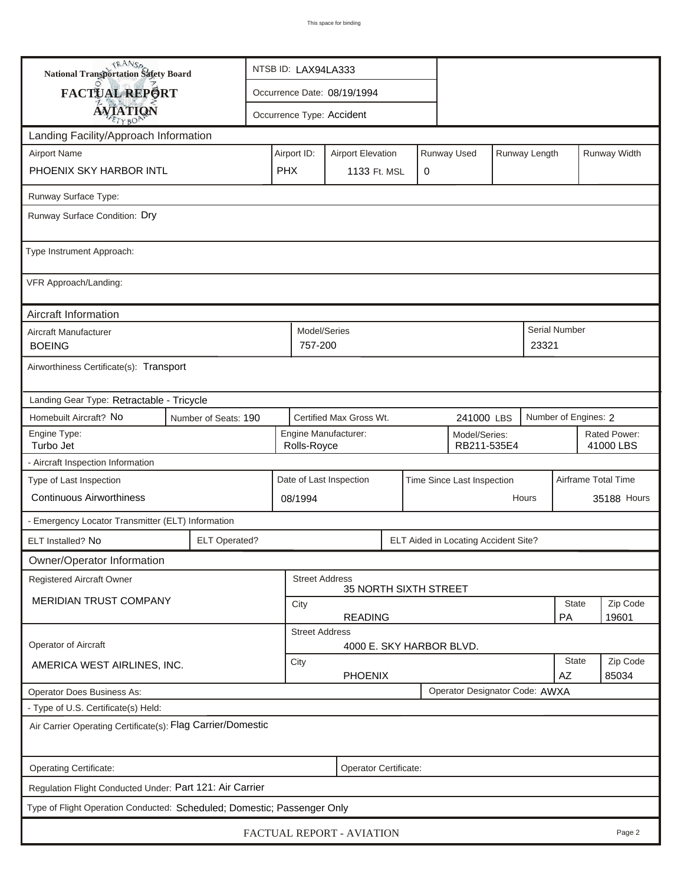This space for binding

**National Transportation Safety Board**

**FACTUAL REPORT**

**AVIATION**

| | |
|---|---|
| NTSB ID: LAX94LA333 | |
| Occurrence Date: 08/19/1994 | |
| Occurrence Type: Accident | |

## Landing Facility/Approach Information

| Airport Name | Airport ID: | Airport Elevation | Runway Used | Runway Length | Runway Width |
|---|---|---|---|---|---|
| PHOENIX SKY HARBOR INTL | PHX | 1133 Ft. MSL | 0 | | |

Runway Surface Type:

Runway Surface Condition: Dry

Type Instrument Approach:

VFR Approach/Landing:

## Aircraft Information

| Aircraft Manufacturer | Model/Series | Serial Number |
|---|---|---|
| BOEING | 757-200 | 23321 |

Airworthiness Certificate(s): Transport

Landing Gear Type: Retractable - Tricycle

| | | | |
|---|---|---|---|
| Homebuilt Aircraft? No | Number of Seats: 190 | Certified Max Gross Wt. 241000 LBS | Number of Engines: 2 |

| Engine Type: | Engine Manufacturer: | Model/Series: | Rated Power: |
|---|---|---|---|
| Turbo Jet | Rolls-Royce | RB211-535E4 | 41000 LBS |

- Aircraft Inspection Information

| Type of Last Inspection | Date of Last Inspection | Time Since Last Inspection | Airframe Total Time |
|---|---|---|---|
| Continuous Airworthiness | 08/1994 | Hours | 35188 Hours |

- Emergency Locator Transmitter (ELT) Information

| | | |
|---|---|---|
| ELT Installed? No | ELT Operated? | ELT Aided in Locating Accident Site? |

## Owner/Operator Information

| | Street Address | City | State | Zip Code |
|---|---|---|---|---|
| Registered Aircraft Owner: MERIDIAN TRUST COMPANY | 35 NORTH SIXTH STREET | READING | PA | 19601 |
| Operator of Aircraft: AMERICA WEST AIRLINES, INC. | 4000 E. SKY HARBOR BLVD. | PHOENIX | AZ | 85034 |

Operator Does Business As:

Operator Designator Code: AWXA

- Type of U.S. Certificate(s) Held:

Air Carrier Operating Certificate(s): Flag Carrier/Domestic

Operating Certificate:

Operator Certificate:

Regulation Flight Conducted Under: Part 121: Air Carrier

Type of Flight Operation Conducted: Scheduled; Domestic; Passenger Only

FACTUAL REPORT - AVIATION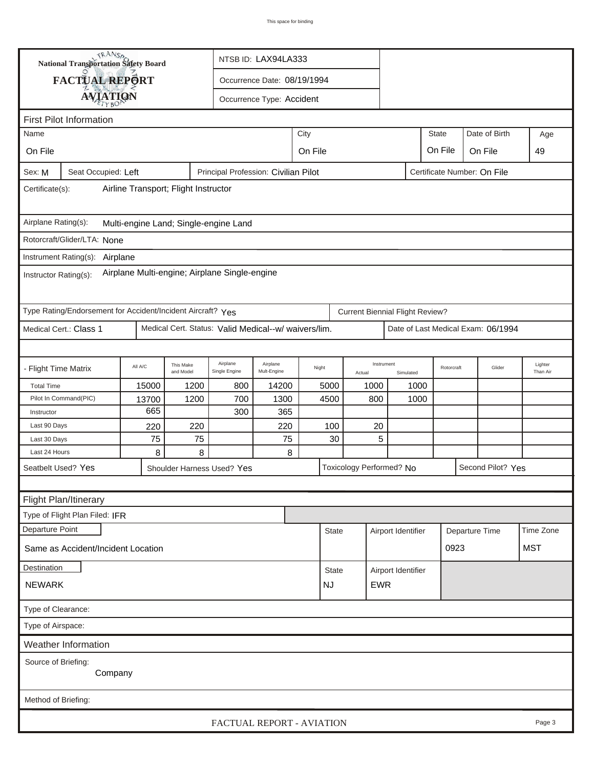This space for binding

**National Transportation Safety Board**

**FACTUAL REPORT**

**AVIATION**

NTSB ID: LAX94LA333

Occurrence Date: 08/19/1994

Occurrence Type: Accident

## First Pilot Information

| Name | City | State | Date of Birth | Age |
|---|---|---|---|---|
| On File | On File | On File | On File | 49 |

Sex: M | Seat Occupied: Left | Principal Profession: Civilian Pilot | Certificate Number: On File

Certificate(s): Airline Transport; Flight Instructor

Airplane Rating(s): Multi-engine Land; Single-engine Land

Rotorcraft/Glider/LTA: None

Instrument Rating(s): Airplane

Instructor Rating(s): Airplane Multi-engine; Airplane Single-engine

Type Rating/Endorsement for Accident/Incident Aircraft? Yes | Current Biennial Flight Review?

Medical Cert.: Class 1 | Medical Cert. Status: Valid Medical--w/ waivers/lim. | Date of Last Medical Exam: 06/1994

| - Flight Time Matrix | All A/C | This Make and Model | Airplane Single Engine | Airplane Mult-Engine | Night | Instrument Actual | Instrument Simulated | Rotorcraft | Glider | Lighter Than Air |
|---|---|---|---|---|---|---|---|---|---|---|
| Total Time | 15000 | 1200 | 800 | 14200 | 5000 | 1000 | 1000 | | | |
| Pilot In Command(PIC) | 13700 | 1200 | 700 | 1300 | 4500 | 800 | 1000 | | | |
| Instructor | 665 | | 300 | 365 | | | | | | |
| Last 90 Days | 220 | 220 | | 220 | 100 | 20 | | | | |
| Last 30 Days | 75 | 75 | | 75 | 30 | 5 | | | | |
| Last 24 Hours | 8 | 8 | | 8 | | | | | | |

Seatbelt Used? Yes | Shoulder Harness Used? Yes | Toxicology Performed? No | Second Pilot? Yes

## Flight Plan/Itinerary

Type of Flight Plan Filed: IFR

| Departure Point | State | Airport Identifier | Departure Time | Time Zone |
|---|---|---|---|---|
| Same as Accident/Incident Location | | | 0923 | MST |

| Destination | State | Airport Identifier |
|---|---|---|
| NEWARK | NJ | EWR |

Type of Clearance:

Type of Airspace:

## Weather Information

Source of Briefing: Company

Method of Briefing:

FACTUAL REPORT - AVIATION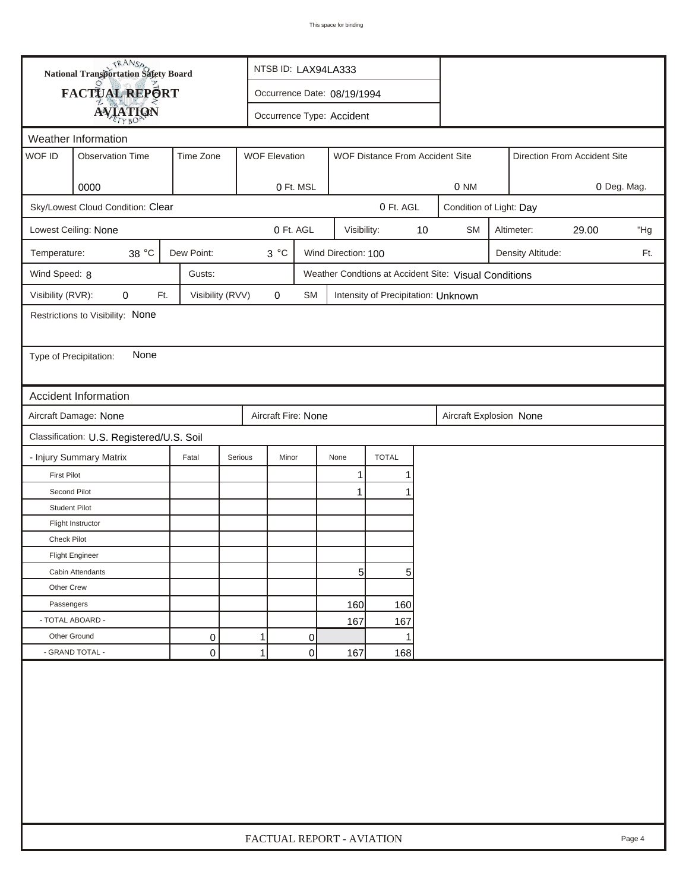This space for binding

**National Transportation Safety Board**

**FACTUAL REPORT**

**AVIATION**

NTSB ID: LAX94LA333

Occurrence Date: 08/19/1994

Occurrence Type: Accident

## Weather Information

| WOF ID | Observation Time | Time Zone | WOF Elevation | WOF Distance From Accident Site | Direction From Accident Site |
|---|---|---|---|---|---|
| | 0000 | | 0 Ft. MSL | 0 NM | 0 Deg. Mag. |

Sky/Lowest Cloud Condition: Clear — 0 Ft. AGL — Condition of Light: Day

Lowest Ceiling: None — 0 Ft. AGL — Visibility: 10 SM — Altimeter: 29.00 "Hg

Temperature: 38 °C — Dew Point: 3 °C — Wind Direction: 100 — Density Altitude: Ft.

Wind Speed: 8 — Gusts: — Weather Condtions at Accident Site: Visual Conditions

Visibility (RVR): 0 Ft. — Visibility (RVV) 0 SM — Intensity of Precipitation: Unknown

Restrictions to Visibility: None

Type of Precipitation: None

## Accident Information

Aircraft Damage: None — Aircraft Fire: None — Aircraft Explosion None

Classification: U.S. Registered/U.S. Soil

| - Injury Summary Matrix | Fatal | Serious | Minor | None | TOTAL |
|---|---|---|---|---|---|
| First Pilot | | | | 1 | 1 |
| Second Pilot | | | | 1 | 1 |
| Student Pilot | | | | | |
| Flight Instructor | | | | | |
| Check Pilot | | | | | |
| Flight Engineer | | | | | |
| Cabin Attendants | | | | 5 | 5 |
| Other Crew | | | | | |
| Passengers | | | | 160 | 160 |
| - TOTAL ABOARD - | | | | 167 | 167 |
| Other Ground | 0 | 1 | 0 | | 1 |
| - GRAND TOTAL - | 0 | 1 | 0 | 167 | 168 |

FACTUAL REPORT - AVIATION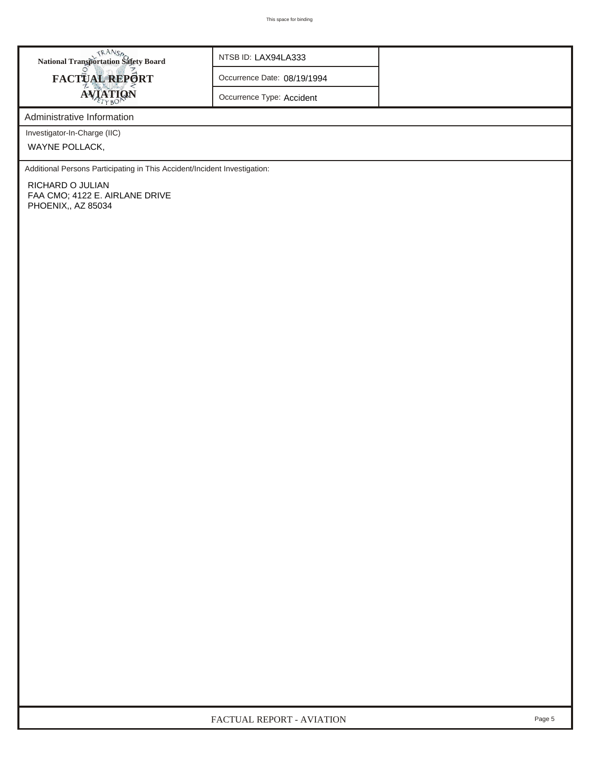National Transportation Safety Board

**FACTUAL REPORT**

**AVIATION**

| | |
|---|---|
| NTSB ID: LAX94LA333 | |
| Occurrence Date: 08/19/1994 | |
| Occurrence Type: Accident | |

## Administrative Information

Investigator-In-Charge (IIC)

WAYNE POLLACK,

Additional Persons Participating in This Accident/Incident Investigation:

RICHARD O JULIAN
FAA CMO; 4122 E. AIRLANE DRIVE
PHOENIX,, AZ 85034